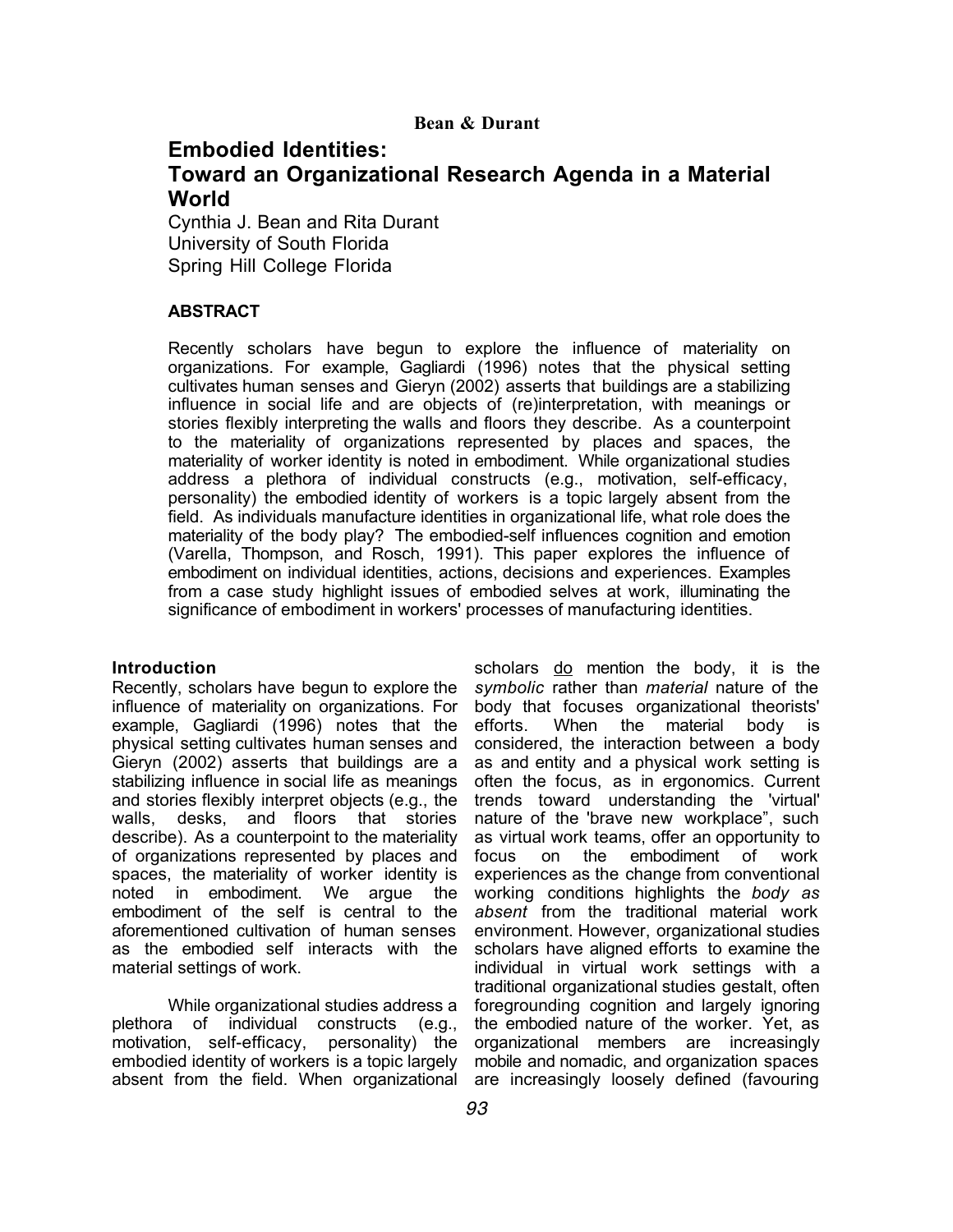# Embodied Identities: Toward an Organizational Research Agenda in a Material World

Cynthia J. Bean and Rita Durant
University of South Florida
Spring Hill College Florida

## ABSTRACT

Recently scholars have begun to explore the influence of materiality on organizations. For example, Gagliardi (1996) notes that the physical setting cultivates human senses and Gieryn (2002) asserts that buildings are a stabilizing influence in social life and are objects of (re)interpretation, with meanings or stories flexibly interpreting the walls and floors they describe. As a counterpoint to the materiality of organizations represented by places and spaces, the materiality of worker identity is noted in embodiment. While organizational studies address a plethora of individual constructs (e.g., motivation, self-efficacy, personality) the embodied identity of workers is a topic largely absent from the field. As individuals manufacture identities in organizational life, what role does the materiality of the body play? The embodied-self influences cognition and emotion (Varella, Thompson, and Rosch, 1991). This paper explores the influence of embodiment on individual identities, actions, decisions and experiences. Examples from a case study highlight issues of embodied selves at work, illuminating the significance of embodiment in workers' processes of manufacturing identities.

## Introduction

Recently, scholars have begun to explore the influence of materiality on organizations. For example, Gagliardi (1996) notes that the physical setting cultivates human senses and Gieryn (2002) asserts that buildings are a stabilizing influence in social life as meanings and stories flexibly interpret objects (e.g., the walls, desks, and floors that stories describe). As a counterpoint to the materiality of organizations represented by places and spaces, the materiality of worker identity is noted in embodiment. We argue the embodiment of the self is central to the aforementioned cultivation of human senses as the embodied self interacts with the material settings of work.

While organizational studies address a plethora of individual constructs (e.g., motivation, self-efficacy, personality) the embodied identity of workers is a topic largely absent from the field. When organizational scholars <u>do</u> mention the body, it is the *symbolic* rather than *material* nature of the body that focuses organizational theorists' efforts. When the material body is considered, the interaction between a body as and entity and a physical work setting is often the focus, as in ergonomics. Current trends toward understanding the 'virtual' nature of the 'brave new workplace", such as virtual work teams, offer an opportunity to focus on the embodiment of work experiences as the change from conventional working conditions highlights the *body as absent* from the traditional material work environment. However, organizational studies scholars have aligned efforts to examine the individual in virtual work settings with a traditional organizational studies gestalt, often foregrounding cognition and largely ignoring the embodied nature of the worker. Yet, as organizational members are increasingly mobile and nomadic, and organization spaces are increasingly loosely defined (favouring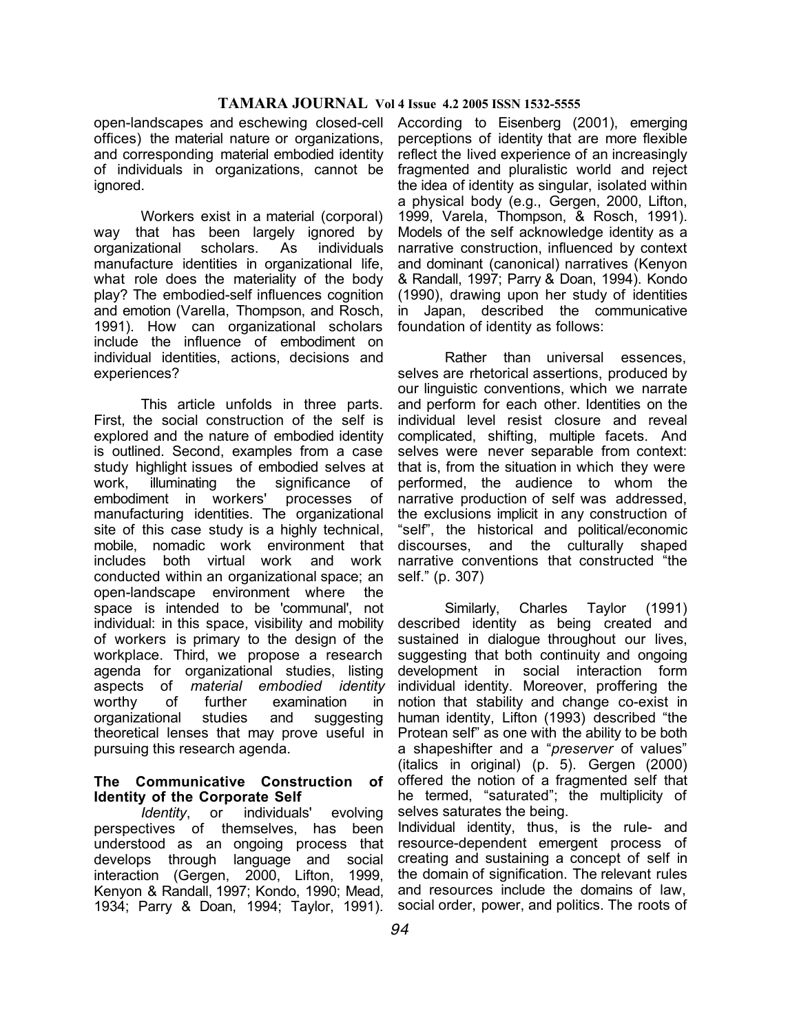open-landscapes and eschewing closed-cell offices) the material nature or organizations, and corresponding material embodied identity of individuals in organizations, cannot be ignored.

Workers exist in a material (corporal) way that has been largely ignored by organizational scholars. As individuals manufacture identities in organizational life, what role does the materiality of the body play? The embodied-self influences cognition and emotion (Varella, Thompson, and Rosch, 1991). How can organizational scholars include the influence of embodiment on individual identities, actions, decisions and experiences?

This article unfolds in three parts. First, the social construction of the self is explored and the nature of embodied identity is outlined. Second, examples from a case study highlight issues of embodied selves at work, illuminating the significance of embodiment in workers' processes of manufacturing identities. The organizational site of this case study is a highly technical, mobile, nomadic work environment that includes both virtual work and work conducted within an organizational space; an open-landscape environment where the space is intended to be 'communal', not individual: in this space, visibility and mobility of workers is primary to the design of the workplace. Third, we propose a research agenda for organizational studies, listing aspects of *material embodied identity* worthy of further examination in organizational studies and suggesting theoretical lenses that may prove useful in pursuing this research agenda.

## The Communicative Construction of Identity of the Corporate Self

*Identity*, or individuals' evolving perspectives of themselves, has been understood as an ongoing process that develops through language and social interaction (Gergen, 2000, Lifton, 1999, Kenyon & Randall, 1997; Kondo, 1990; Mead, 1934; Parry & Doan, 1994; Taylor, 1991). According to Eisenberg (2001), emerging perceptions of identity that are more flexible reflect the lived experience of an increasingly fragmented and pluralistic world and reject the idea of identity as singular, isolated within a physical body (e.g., Gergen, 2000, Lifton, 1999, Varela, Thompson, & Rosch, 1991). Models of the self acknowledge identity as a narrative construction, influenced by context and dominant (canonical) narratives (Kenyon & Randall, 1997; Parry & Doan, 1994). Kondo (1990), drawing upon her study of identities in Japan, described the communicative foundation of identity as follows:

> Rather than universal essences, selves are rhetorical assertions, produced by our linguistic conventions, which we narrate and perform for each other. Identities on the individual level resist closure and reveal complicated, shifting, multiple facets. And selves were never separable from context: that is, from the situation in which they were performed, the audience to whom the narrative production of self was addressed, the exclusions implicit in any construction of "self", the historical and political/economic discourses, and the culturally shaped narrative conventions that constructed "the self." (p. 307)

Similarly, Charles Taylor (1991) described identity as being created and sustained in dialogue throughout our lives, suggesting that both continuity and ongoing development in social interaction form individual identity. Moreover, proffering the notion that stability and change co-exist in human identity, Lifton (1993) described "the Protean self" as one with the ability to be both a shapeshifter and a "*preserver* of values" (italics in original) (p. 5). Gergen (2000) offered the notion of a fragmented self that he termed, "saturated"; the multiplicity of selves saturates the being.

Individual identity, thus, is the rule- and resource-dependent emergent process of creating and sustaining a concept of self in the domain of signification. The relevant rules and resources include the domains of law, social order, power, and politics. The roots of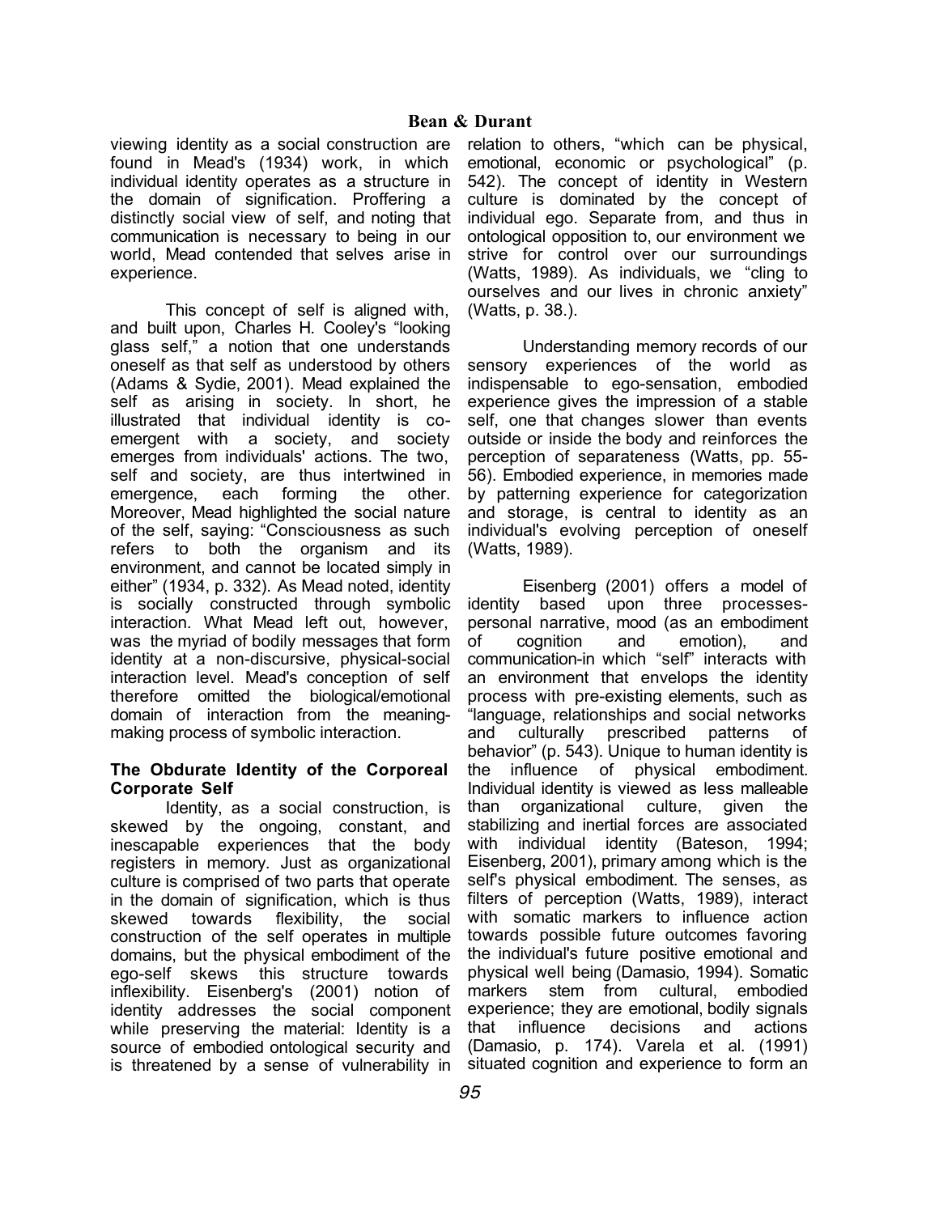viewing identity as a social construction are found in Mead's (1934) work, in which individual identity operates as a structure in the domain of signification. Proffering a distinctly social view of self, and noting that communication is necessary to being in our world, Mead contended that selves arise in experience.

This concept of self is aligned with, and built upon, Charles H. Cooley's "looking glass self," a notion that one understands oneself as that self as understood by others (Adams & Sydie, 2001). Mead explained the self as arising in society. In short, he illustrated that individual identity is co-emergent with a society, and society emerges from individuals' actions. The two, self and society, are thus intertwined in emergence, each forming the other. Moreover, Mead highlighted the social nature of the self, saying: "Consciousness as such refers to both the organism and its environment, and cannot be located simply in either" (1934, p. 332). As Mead noted, identity is socially constructed through symbolic interaction. What Mead left out, however, was the myriad of bodily messages that form identity at a non-discursive, physical-social interaction level. Mead's conception of self therefore omitted the biological/emotional domain of interaction from the meaning-making process of symbolic interaction.

### The Obdurate Identity of the Corporeal Corporate Self

Identity, as a social construction, is skewed by the ongoing, constant, and inescapable experiences that the body registers in memory. Just as organizational culture is comprised of two parts that operate in the domain of signification, which is thus skewed towards flexibility, the social construction of the self operates in multiple domains, but the physical embodiment of the ego-self skews this structure towards inflexibility. Eisenberg's (2001) notion of identity addresses the social component while preserving the material: Identity is a source of embodied ontological security and is threatened by a sense of vulnerability in relation to others, "which can be physical, emotional, economic or psychological" (p. 542). The concept of identity in Western culture is dominated by the concept of individual ego. Separate from, and thus in ontological opposition to, our environment we strive for control over our surroundings (Watts, 1989). As individuals, we "cling to ourselves and our lives in chronic anxiety" (Watts, p. 38.).

Understanding memory records of our sensory experiences of the world as indispensable to ego-sensation, embodied experience gives the impression of a stable self, one that changes slower than events outside or inside the body and reinforces the perception of separateness (Watts, pp. 55-56). Embodied experience, in memories made by patterning experience for categorization and storage, is central to identity as an individual's evolving perception of oneself (Watts, 1989).

Eisenberg (2001) offers a model of identity based upon three processes-personal narrative, mood (as an embodiment of cognition and emotion), and communication-in which "self" interacts with an environment that envelops the identity process with pre-existing elements, such as "language, relationships and social networks and culturally prescribed patterns of behavior" (p. 543). Unique to human identity is the influence of physical embodiment. Individual identity is viewed as less malleable than organizational culture, given the stabilizing and inertial forces are associated with individual identity (Bateson, 1994; Eisenberg, 2001), primary among which is the self's physical embodiment. The senses, as filters of perception (Watts, 1989), interact with somatic markers to influence action towards possible future outcomes favoring the individual's future positive emotional and physical well being (Damasio, 1994). Somatic markers stem from cultural, embodied experience; they are emotional, bodily signals that influence decisions and actions (Damasio, p. 174). Varela et al. (1991) situated cognition and experience to form an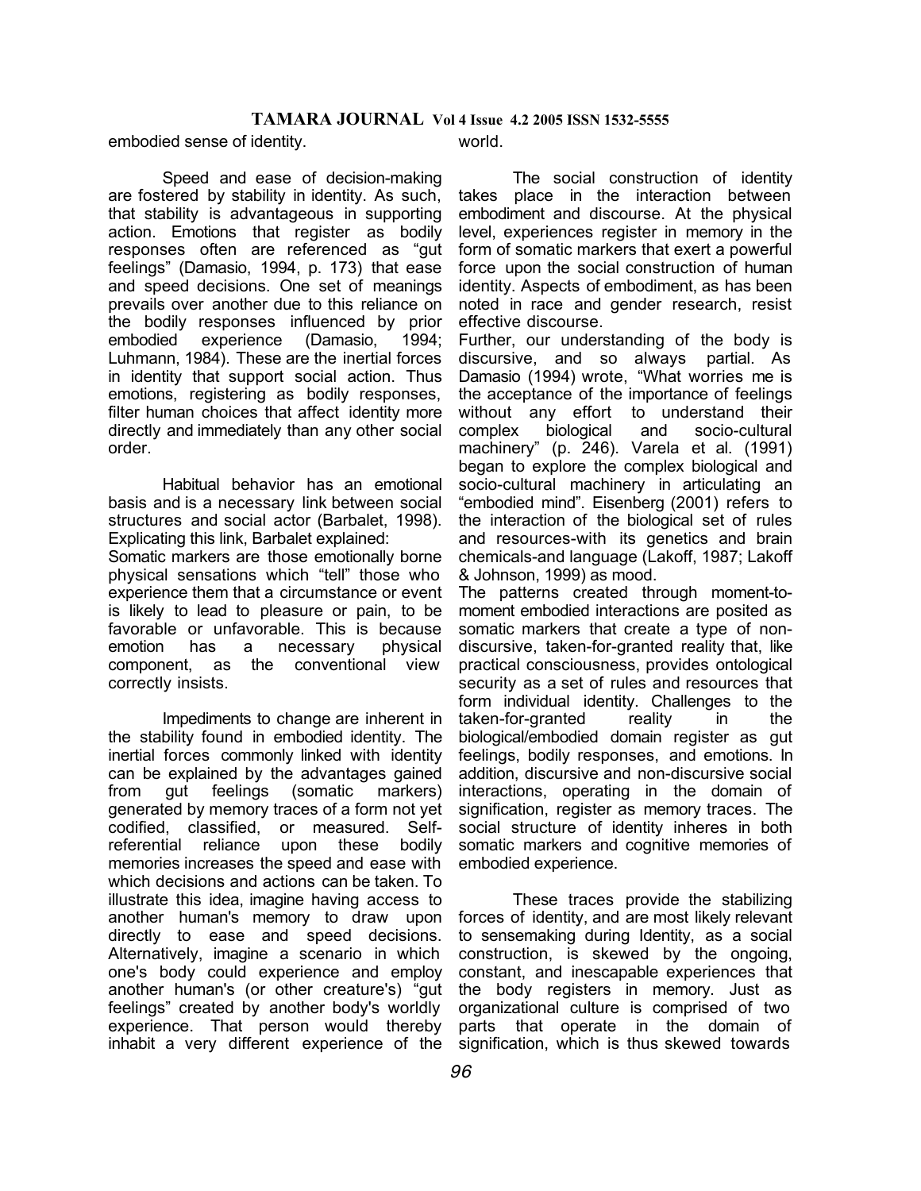embodied sense of identity.

Speed and ease of decision-making are fostered by stability in identity. As such, that stability is advantageous in supporting action. Emotions that register as bodily responses often are referenced as "gut feelings" (Damasio, 1994, p. 173) that ease and speed decisions. One set of meanings prevails over another due to this reliance on the bodily responses influenced by prior embodied experience (Damasio, 1994; Luhmann, 1984). These are the inertial forces in identity that support social action. Thus emotions, registering as bodily responses, filter human choices that affect identity more directly and immediately than any other social order.

Habitual behavior has an emotional basis and is a necessary link between social structures and social actor (Barbalet, 1998). Explicating this link, Barbalet explained:

Somatic markers are those emotionally borne physical sensations which "tell" those who experience them that a circumstance or event is likely to lead to pleasure or pain, to be favorable or unfavorable. This is because emotion has a necessary physical component, as the conventional view correctly insists.

Impediments to change are inherent in the stability found in embodied identity. The inertial forces commonly linked with identity can be explained by the advantages gained from gut feelings (somatic markers) generated by memory traces of a form not yet codified, classified, or measured. Self-referential reliance upon these bodily memories increases the speed and ease with which decisions and actions can be taken. To illustrate this idea, imagine having access to another human's memory to draw upon directly to ease and speed decisions. Alternatively, imagine a scenario in which one's body could experience and employ another human's (or other creature's) "gut feelings" created by another body's worldly experience. That person would thereby inhabit a very different experience of the world.

The social construction of identity takes place in the interaction between embodiment and discourse. At the physical level, experiences register in memory in the form of somatic markers that exert a powerful force upon the social construction of human identity. Aspects of embodiment, as has been noted in race and gender research, resist effective discourse.

Further, our understanding of the body is discursive, and so always partial. As Damasio (1994) wrote, "What worries me is the acceptance of the importance of feelings without any effort to understand their complex biological and socio-cultural machinery" (p. 246). Varela et al. (1991) began to explore the complex biological and socio-cultural machinery in articulating an "embodied mind". Eisenberg (2001) refers to the interaction of the biological set of rules and resources-with its genetics and brain chemicals-and language (Lakoff, 1987; Lakoff & Johnson, 1999) as mood.

The patterns created through moment-to-moment embodied interactions are posited as somatic markers that create a type of non-discursive, taken-for-granted reality that, like practical consciousness, provides ontological security as a set of rules and resources that form individual identity. Challenges to the taken-for-granted reality in the biological/embodied domain register as gut feelings, bodily responses, and emotions. In addition, discursive and non-discursive social interactions, operating in the domain of signification, register as memory traces. The social structure of identity inheres in both somatic markers and cognitive memories of embodied experience.

These traces provide the stabilizing forces of identity, and are most likely relevant to sensemaking during Identity, as a social construction, is skewed by the ongoing, constant, and inescapable experiences that the body registers in memory. Just as organizational culture is comprised of two parts that operate in the domain of signification, which is thus skewed towards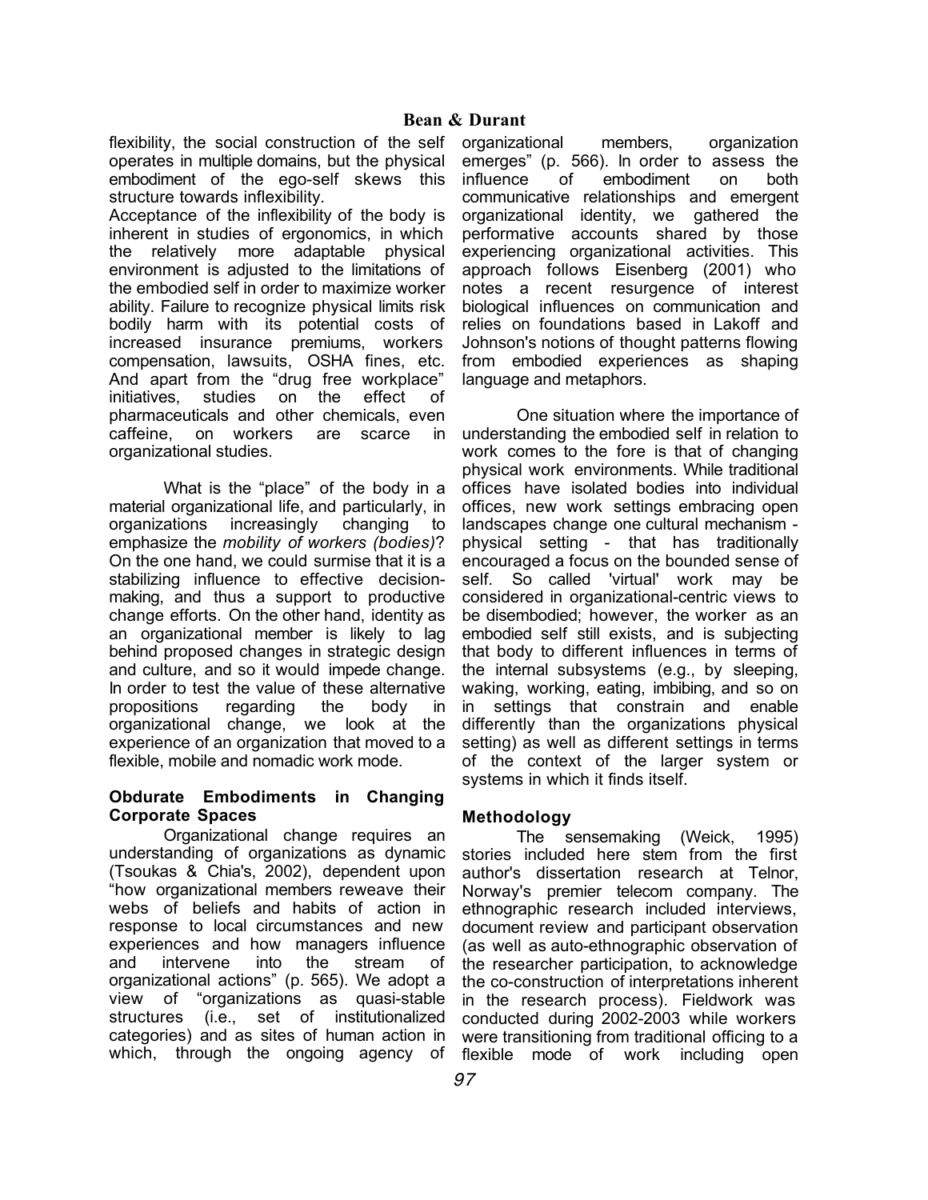flexibility, the social construction of the self operates in multiple domains, but the physical embodiment of the ego-self skews this structure towards inflexibility.

Acceptance of the inflexibility of the body is inherent in studies of ergonomics, in which the relatively more adaptable physical environment is adjusted to the limitations of the embodied self in order to maximize worker ability. Failure to recognize physical limits risk bodily harm with its potential costs of increased insurance premiums, workers compensation, lawsuits, OSHA fines, etc. And apart from the "drug free workplace" initiatives, studies on the effect of pharmaceuticals and other chemicals, even caffeine, on workers are scarce in organizational studies.

What is the "place" of the body in a material organizational life, and particularly, in organizations increasingly changing to emphasize the *mobility of workers (bodies)*? On the one hand, we could surmise that it is a stabilizing influence to effective decision-making, and thus a support to productive change efforts. On the other hand, identity as an organizational member is likely to lag behind proposed changes in strategic design and culture, and so it would impede change. In order to test the value of these alternative propositions regarding the body in organizational change, we look at the experience of an organization that moved to a flexible, mobile and nomadic work mode.

### Obdurate Embodiments in Changing Corporate Spaces

Organizational change requires an understanding of organizations as dynamic (Tsoukas & Chia's, 2002), dependent upon "how organizational members reweave their webs of beliefs and habits of action in response to local circumstances and new experiences and how managers influence and intervene into the stream of organizational actions" (p. 565). We adopt a view of "organizations as quasi-stable structures (i.e., set of institutionalized categories) and as sites of human action in which, through the ongoing agency of organizational members, organization emerges" (p. 566). In order to assess the influence of embodiment on both communicative relationships and emergent organizational identity, we gathered the performative accounts shared by those experiencing organizational activities. This approach follows Eisenberg (2001) who notes a recent resurgence of interest biological influences on communication and relies on foundations based in Lakoff and Johnson's notions of thought patterns flowing from embodied experiences as shaping language and metaphors.

One situation where the importance of understanding the embodied self in relation to work comes to the fore is that of changing physical work environments. While traditional offices have isolated bodies into individual offices, new work settings embracing open landscapes change one cultural mechanism - physical setting - that has traditionally encouraged a focus on the bounded sense of self. So called 'virtual' work may be considered in organizational-centric views to be disembodied; however, the worker as an embodied self still exists, and is subjecting that body to different influences in terms of the internal subsystems (e.g., by sleeping, waking, working, eating, imbibing, and so on in settings that constrain and enable differently than the organizations physical setting) as well as different settings in terms of the context of the larger system or systems in which it finds itself.

### Methodology

The sensemaking (Weick, 1995) stories included here stem from the first author's dissertation research at Telnor, Norway's premier telecom company. The ethnographic research included interviews, document review and participant observation (as well as auto-ethnographic observation of the researcher participation, to acknowledge the co-construction of interpretations inherent in the research process). Fieldwork was conducted during 2002-2003 while workers were transitioning from traditional officing to a flexible mode of work including open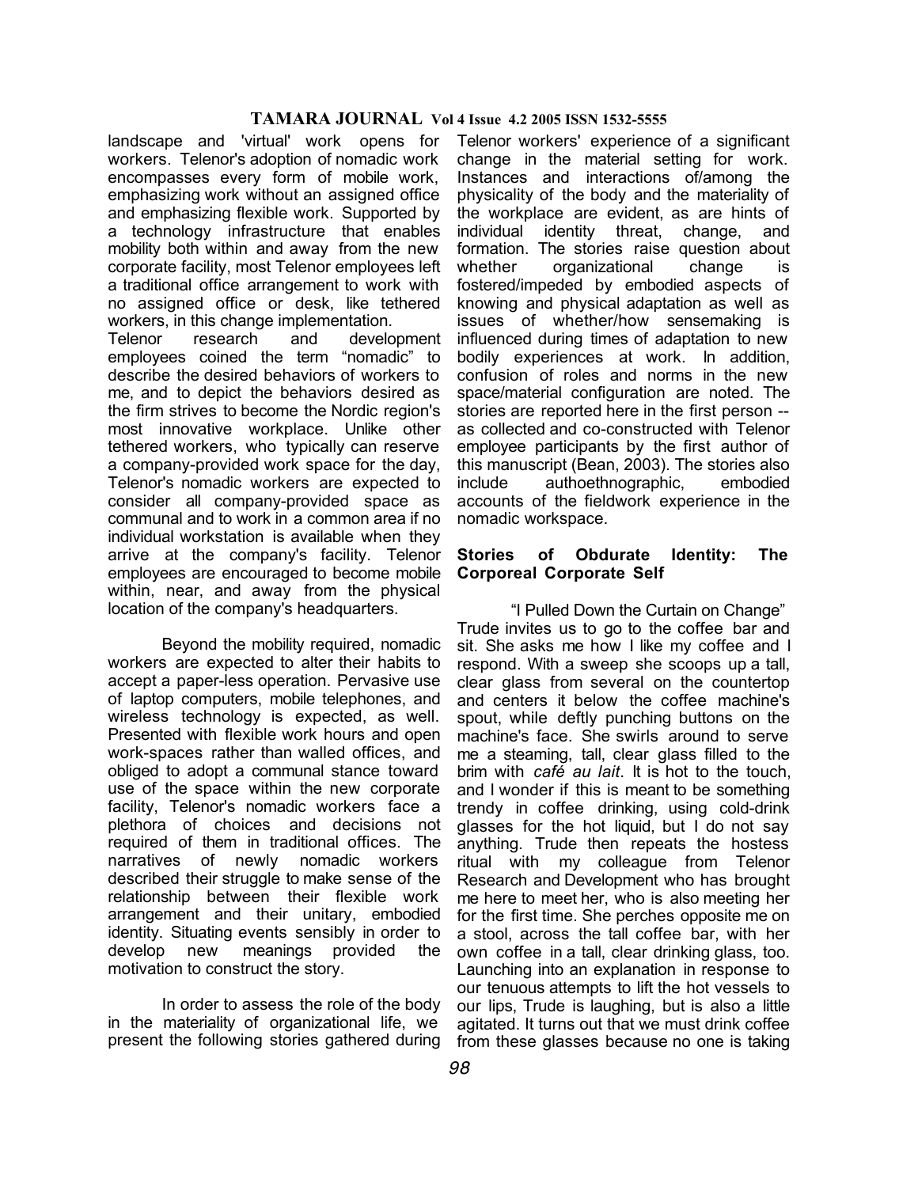landscape and 'virtual' work opens for workers. Telenor's adoption of nomadic work encompasses every form of mobile work, emphasizing work without an assigned office and emphasizing flexible work. Supported by a technology infrastructure that enables mobility both within and away from the new corporate facility, most Telenor employees left a traditional office arrangement to work with no assigned office or desk, like tethered workers, in this change implementation.

Telenor research and development employees coined the term "nomadic" to describe the desired behaviors of workers to me, and to depict the behaviors desired as the firm strives to become the Nordic region's most innovative workplace. Unlike other tethered workers, who typically can reserve a company-provided work space for the day, Telenor's nomadic workers are expected to consider all company-provided space as communal and to work in a common area if no individual workstation is available when they arrive at the company's facility. Telenor employees are encouraged to become mobile within, near, and away from the physical location of the company's headquarters.

Beyond the mobility required, nomadic workers are expected to alter their habits to accept a paper-less operation. Pervasive use of laptop computers, mobile telephones, and wireless technology is expected, as well. Presented with flexible work hours and open work-spaces rather than walled offices, and obliged to adopt a communal stance toward use of the space within the new corporate facility, Telenor's nomadic workers face a plethora of choices and decisions not required of them in traditional offices. The narratives of newly nomadic workers described their struggle to make sense of the relationship between their flexible work arrangement and their unitary, embodied identity. Situating events sensibly in order to develop new meanings provided the motivation to construct the story.

In order to assess the role of the body in the materiality of organizational life, we present the following stories gathered during Telenor workers' experience of a significant change in the material setting for work. Instances and interactions of/among the physicality of the body and the materiality of the workplace are evident, as are hints of individual identity threat, change, and formation. The stories raise question about whether organizational change is fostered/impeded by embodied aspects of knowing and physical adaptation as well as issues of whether/how sensemaking is influenced during times of adaptation to new bodily experiences at work. In addition, confusion of roles and norms in the new space/material configuration are noted. The stories are reported here in the first person -- as collected and co-constructed with Telenor employee participants by the first author of this manuscript (Bean, 2003). The stories also include authoethnographic, embodied accounts of the fieldwork experience in the nomadic workspace.

## Stories of Obdurate Identity: The Corporeal Corporate Self

"I Pulled Down the Curtain on Change"

Trude invites us to go to the coffee bar and sit. She asks me how I like my coffee and I respond. With a sweep she scoops up a tall, clear glass from several on the countertop and centers it below the coffee machine's spout, while deftly punching buttons on the machine's face. She swirls around to serve me a steaming, tall, clear glass filled to the brim with *café au lait*. It is hot to the touch, and I wonder if this is meant to be something trendy in coffee drinking, using cold-drink glasses for the hot liquid, but I do not say anything. Trude then repeats the hostess ritual with my colleague from Telenor Research and Development who has brought me here to meet her, who is also meeting her for the first time. She perches opposite me on a stool, across the tall coffee bar, with her own coffee in a tall, clear drinking glass, too. Launching into an explanation in response to our tenuous attempts to lift the hot vessels to our lips, Trude is laughing, but is also a little agitated. It turns out that we must drink coffee from these glasses because no one is taking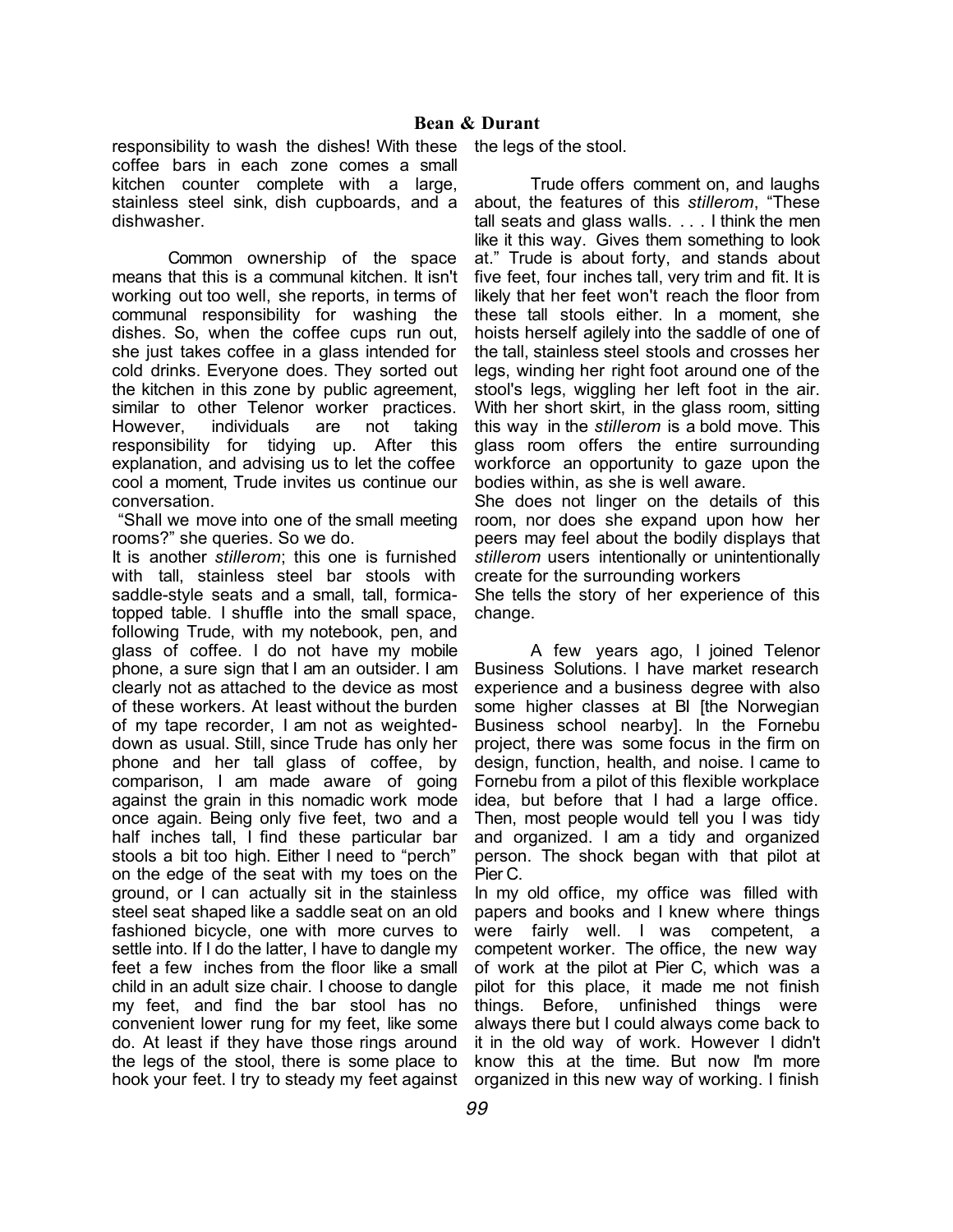responsibility to wash the dishes! With these coffee bars in each zone comes a small kitchen counter complete with a large, stainless steel sink, dish cupboards, and a dishwasher.

Common ownership of the space means that this is a communal kitchen. It isn't working out too well, she reports, in terms of communal responsibility for washing the dishes. So, when the coffee cups run out, she just takes coffee in a glass intended for cold drinks. Everyone does. They sorted out the kitchen in this zone by public agreement, similar to other Telenor worker practices. However, individuals are not taking responsibility for tidying up. After this explanation, and advising us to let the coffee cool a moment, Trude invites us continue our conversation.

"Shall we move into one of the small meeting rooms?" she queries. So we do.

It is another *stillerom*; this one is furnished with tall, stainless steel bar stools with saddle-style seats and a small, tall, formica-topped table. I shuffle into the small space, following Trude, with my notebook, pen, and glass of coffee. I do not have my mobile phone, a sure sign that I am an outsider. I am clearly not as attached to the device as most of these workers. At least without the burden of my tape recorder, I am not as weighted-down as usual. Still, since Trude has only her phone and her tall glass of coffee, by comparison, I am made aware of going against the grain in this nomadic work mode once again. Being only five feet, two and a half inches tall, I find these particular bar stools a bit too high. Either I need to "perch" on the edge of the seat with my toes on the ground, or I can actually sit in the stainless steel seat shaped like a saddle seat on an old fashioned bicycle, one with more curves to settle into. If I do the latter, I have to dangle my feet a few inches from the floor like a small child in an adult size chair. I choose to dangle my feet, and find the bar stool has no convenient lower rung for my feet, like some do. At least if they have those rings around the legs of the stool, there is some place to hook your feet. I try to steady my feet against the legs of the stool.

Trude offers comment on, and laughs about, the features of this *stillerom*, "These tall seats and glass walls. . . . I think the men like it this way. Gives them something to look at." Trude is about forty, and stands about five feet, four inches tall, very trim and fit. It is likely that her feet won't reach the floor from these tall stools either. In a moment, she hoists herself agilely into the saddle of one of the tall, stainless steel stools and crosses her legs, winding her right foot around one of the stool's legs, wiggling her left foot in the air. With her short skirt, in the glass room, sitting this way in the *stillerom* is a bold move. This glass room offers the entire surrounding workforce an opportunity to gaze upon the bodies within, as she is well aware.

She does not linger on the details of this room, nor does she expand upon how her peers may feel about the bodily displays that *stillerom* users intentionally or unintentionally create for the surrounding workers

She tells the story of her experience of this change.

A few years ago, I joined Telenor Business Solutions. I have market research experience and a business degree with also some higher classes at BI [the Norwegian Business school nearby]. In the Fornebu project, there was some focus in the firm on design, function, health, and noise. I came to Fornebu from a pilot of this flexible workplace idea, but before that I had a large office. Then, most people would tell you I was tidy and organized. I am a tidy and organized person. The shock began with that pilot at Pier C.

In my old office, my office was filled with papers and books and I knew where things were fairly well. I was competent, a competent worker. The office, the new way of work at the pilot at Pier C, which was a pilot for this place, it made me not finish things. Before, unfinished things were always there but I could always come back to it in the old way of work. However I didn't know this at the time. But now I'm more organized in this new way of working. I finish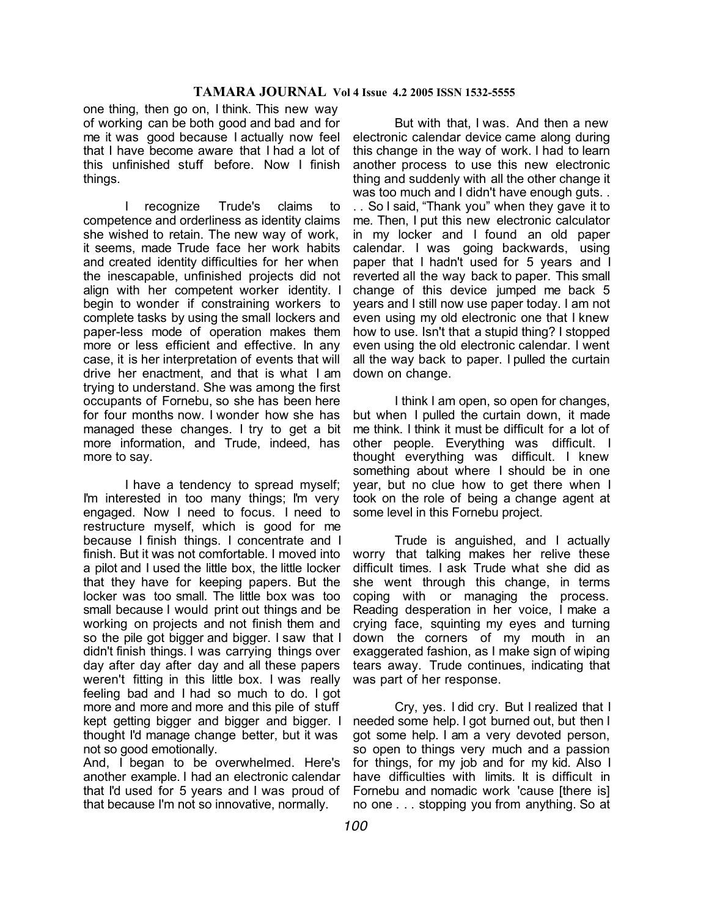one thing, then go on, I think. This new way of working can be both good and bad and for me it was good because I actually now feel that I have become aware that I had a lot of this unfinished stuff before. Now I finish things.

I recognize Trude's claims to competence and orderliness as identity claims she wished to retain. The new way of work, it seems, made Trude face her work habits and created identity difficulties for her when the inescapable, unfinished projects did not align with her competent worker identity. I begin to wonder if constraining workers to complete tasks by using the small lockers and paper-less mode of operation makes them more or less efficient and effective. In any case, it is her interpretation of events that will drive her enactment, and that is what I am trying to understand. She was among the first occupants of Fornebu, so she has been here for four months now. I wonder how she has managed these changes. I try to get a bit more information, and Trude, indeed, has more to say.

I have a tendency to spread myself; I'm interested in too many things; I'm very engaged. Now I need to focus. I need to restructure myself, which is good for me because I finish things. I concentrate and I finish. But it was not comfortable. I moved into a pilot and I used the little box, the little locker that they have for keeping papers. But the locker was too small. The little box was too small because I would print out things and be working on projects and not finish them and so the pile got bigger and bigger. I saw that I didn't finish things. I was carrying things over day after day after day and all these papers weren't fitting in this little box. I was really feeling bad and I had so much to do. I got more and more and more and this pile of stuff kept getting bigger and bigger and bigger. I thought I'd manage change better, but it was not so good emotionally.

And, I began to be overwhelmed. Here's another example. I had an electronic calendar that I'd used for 5 years and I was proud of that because I'm not so innovative, normally.

But with that, I was. And then a new electronic calendar device came along during this change in the way of work. I had to learn another process to use this new electronic thing and suddenly with all the other change it was too much and I didn't have enough guts. . . . So I said, "Thank you" when they gave it to me. Then, I put this new electronic calculator in my locker and I found an old paper calendar. I was going backwards, using paper that I hadn't used for 5 years and I reverted all the way back to paper. This small change of this device jumped me back 5 years and I still now use paper today. I am not even using my old electronic one that I knew how to use. Isn't that a stupid thing? I stopped even using the old electronic calendar. I went all the way back to paper. I pulled the curtain down on change.

I think I am open, so open for changes, but when I pulled the curtain down, it made me think. I think it must be difficult for a lot of other people. Everything was difficult. I thought everything was difficult. I knew something about where I should be in one year, but no clue how to get there when I took on the role of being a change agent at some level in this Fornebu project.

Trude is anguished, and I actually worry that talking makes her relive these difficult times. I ask Trude what she did as she went through this change, in terms coping with or managing the process. Reading desperation in her voice, I make a crying face, squinting my eyes and turning down the corners of my mouth in an exaggerated fashion, as I make sign of wiping tears away. Trude continues, indicating that was part of her response.

Cry, yes. I did cry. But I realized that I needed some help. I got burned out, but then I got some help. I am a very devoted person, so open to things very much and a passion for things, for my job and for my kid. Also I have difficulties with limits. It is difficult in Fornebu and nomadic work 'cause [there is] no one . . . stopping you from anything. So at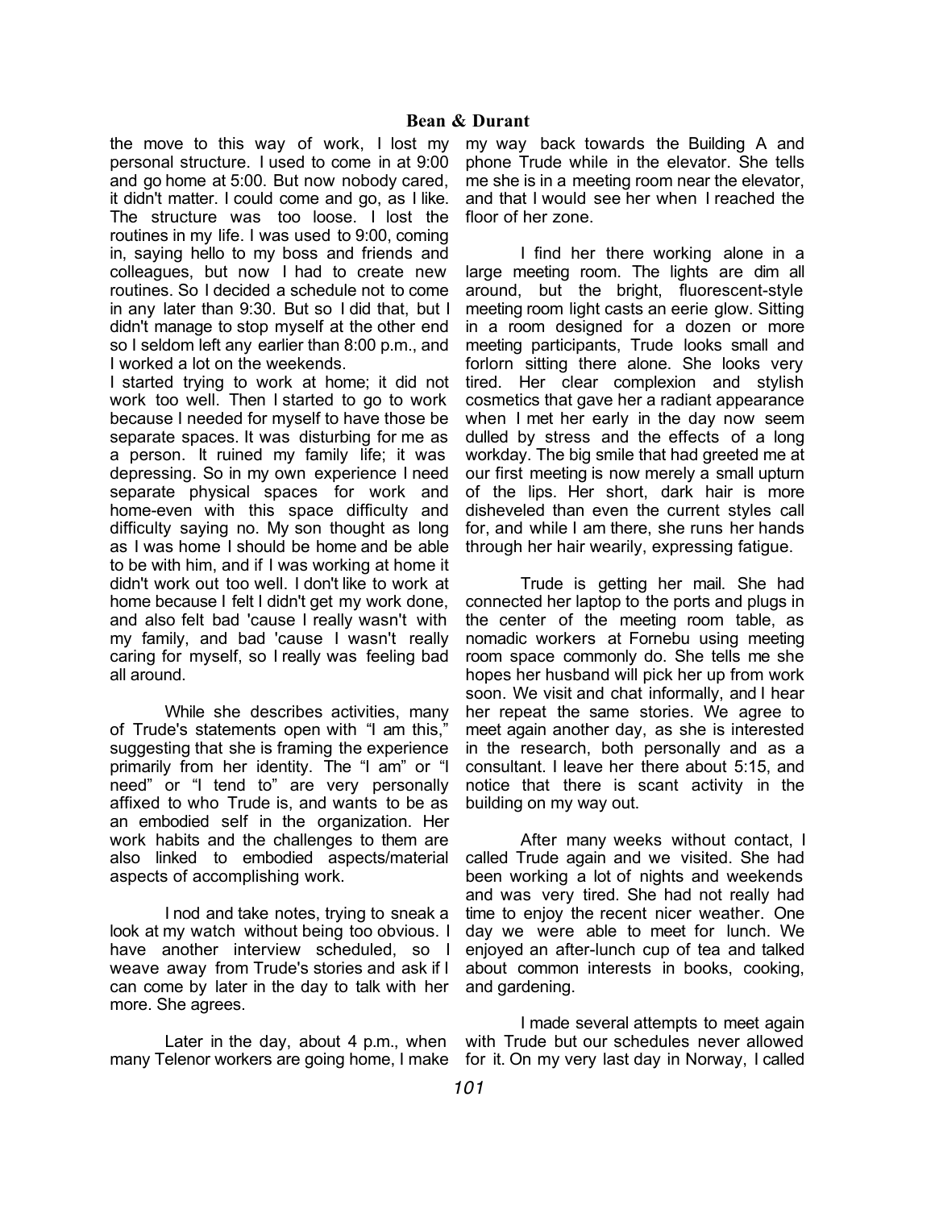the move to this way of work, I lost my personal structure. I used to come in at 9:00 and go home at 5:00. But now nobody cared, it didn't matter. I could come and go, as I like. The structure was too loose. I lost the routines in my life. I was used to 9:00, coming in, saying hello to my boss and friends and colleagues, but now I had to create new routines. So I decided a schedule not to come in any later than 9:30. But so I did that, but I didn't manage to stop myself at the other end so I seldom left any earlier than 8:00 p.m., and I worked a lot on the weekends.
I started trying to work at home; it did not work too well. Then I started to go to work because I needed for myself to have those be separate spaces. It was disturbing for me as a person. It ruined my family life; it was depressing. So in my own experience I need separate physical spaces for work and home-even with this space difficulty and difficulty saying no. My son thought as long as I was home I should be home and be able to be with him, and if I was working at home it didn't work out too well. I don't like to work at home because I felt I didn't get my work done, and also felt bad 'cause I really wasn't with my family, and bad 'cause I wasn't really caring for myself, so I really was feeling bad all around.

While she describes activities, many of Trude's statements open with "I am this," suggesting that she is framing the experience primarily from her identity. The "I am" or "I need" or "I tend to" are very personally affixed to who Trude is, and wants to be as an embodied self in the organization. Her work habits and the challenges to them are also linked to embodied aspects/material aspects of accomplishing work.

I nod and take notes, trying to sneak a look at my watch without being too obvious. I have another interview scheduled, so I weave away from Trude's stories and ask if I can come by later in the day to talk with her more. She agrees.

Later in the day, about 4 p.m., when many Telenor workers are going home, I make my way back towards the Building A and phone Trude while in the elevator. She tells me she is in a meeting room near the elevator, and that I would see her when I reached the floor of her zone.

I find her there working alone in a large meeting room. The lights are dim all around, but the bright, fluorescent-style meeting room light casts an eerie glow. Sitting in a room designed for a dozen or more meeting participants, Trude looks small and forlorn sitting there alone. She looks very tired. Her clear complexion and stylish cosmetics that gave her a radiant appearance when I met her early in the day now seem dulled by stress and the effects of a long workday. The big smile that had greeted me at our first meeting is now merely a small upturn of the lips. Her short, dark hair is more disheveled than even the current styles call for, and while I am there, she runs her hands through her hair wearily, expressing fatigue.

Trude is getting her mail. She had connected her laptop to the ports and plugs in the center of the meeting room table, as nomadic workers at Fornebu using meeting room space commonly do. She tells me she hopes her husband will pick her up from work soon. We visit and chat informally, and I hear her repeat the same stories. We agree to meet again another day, as she is interested in the research, both personally and as a consultant. I leave her there about 5:15, and notice that there is scant activity in the building on my way out.

After many weeks without contact, I called Trude again and we visited. She had been working a lot of nights and weekends and was very tired. She had not really had time to enjoy the recent nicer weather. One day we were able to meet for lunch. We enjoyed an after-lunch cup of tea and talked about common interests in books, cooking, and gardening.

I made several attempts to meet again with Trude but our schedules never allowed for it. On my very last day in Norway, I called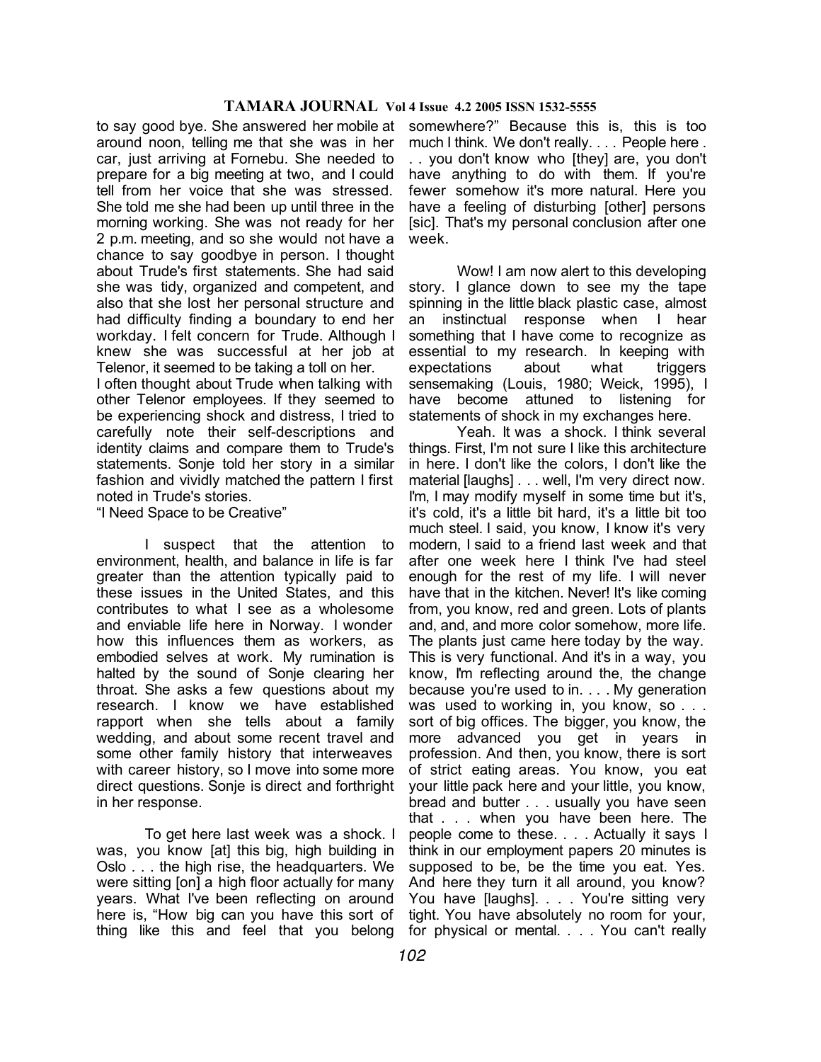to say good bye. She answered her mobile at around noon, telling me that she was in her car, just arriving at Fornebu. She needed to prepare for a big meeting at two, and I could tell from her voice that she was stressed. She told me she had been up until three in the morning working. She was not ready for her 2 p.m. meeting, and so she would not have a chance to say goodbye in person. I thought about Trude's first statements. She had said she was tidy, organized and competent, and also that she lost her personal structure and had difficulty finding a boundary to end her workday. I felt concern for Trude. Although I knew she was successful at her job at Telenor, it seemed to be taking a toll on her.

I often thought about Trude when talking with other Telenor employees. If they seemed to be experiencing shock and distress, I tried to carefully note their self-descriptions and identity claims and compare them to Trude's statements. Sonje told her story in a similar fashion and vividly matched the pattern I first noted in Trude's stories.

"I Need Space to be Creative"

I suspect that the attention to environment, health, and balance in life is far greater than the attention typically paid to these issues in the United States, and this contributes to what I see as a wholesome and enviable life here in Norway. I wonder how this influences them as workers, as embodied selves at work. My rumination is halted by the sound of Sonje clearing her throat. She asks a few questions about my research. I know we have established rapport when she tells about a family wedding, and about some recent travel and some other family history that interweaves with career history, so I move into some more direct questions. Sonje is direct and forthright in her response.

To get here last week was a shock. I was, you know [at] this big, high building in Oslo . . . the high rise, the headquarters. We were sitting [on] a high floor actually for many years. What I've been reflecting on around here is, "How big can you have this sort of thing like this and feel that you belong somewhere?" Because this is, this is too much I think. We don't really. . . . People here . . . you don't know who [they] are, you don't have anything to do with them. If you're fewer somehow it's more natural. Here you have a feeling of disturbing [other] persons [sic]. That's my personal conclusion after one week.

Wow! I am now alert to this developing story. I glance down to see my the tape spinning in the little black plastic case, almost an instinctual response when I hear something that I have come to recognize as essential to my research. In keeping with expectations about what triggers sensemaking (Louis, 1980; Weick, 1995), I have become attuned to listening for statements of shock in my exchanges here.

Yeah. It was a shock. I think several things. First, I'm not sure I like this architecture in here. I don't like the colors, I don't like the material [laughs] . . . well, I'm very direct now. I'm, I may modify myself in some time but it's, it's cold, it's a little bit hard, it's a little bit too much steel. I said, you know, I know it's very modern, I said to a friend last week and that after one week here I think I've had steel enough for the rest of my life. I will never have that in the kitchen. Never! It's like coming from, you know, red and green. Lots of plants and, and, and more color somehow, more life. The plants just came here today by the way. This is very functional. And it's in a way, you know, I'm reflecting around the, the change because you're used to in. . . . My generation was used to working in, you know, so . . . sort of big offices. The bigger, you know, the more advanced you get in years in profession. And then, you know, there is sort of strict eating areas. You know, you eat your little pack here and your little, you know, bread and butter . . . usually you have seen that . . . when you have been here. The people come to these. . . . Actually it says I think in our employment papers 20 minutes is supposed to be, be the time you eat. Yes. And here they turn it all around, you know? You have [laughs]. . . . You're sitting very tight. You have absolutely no room for your, for physical or mental. . . . You can't really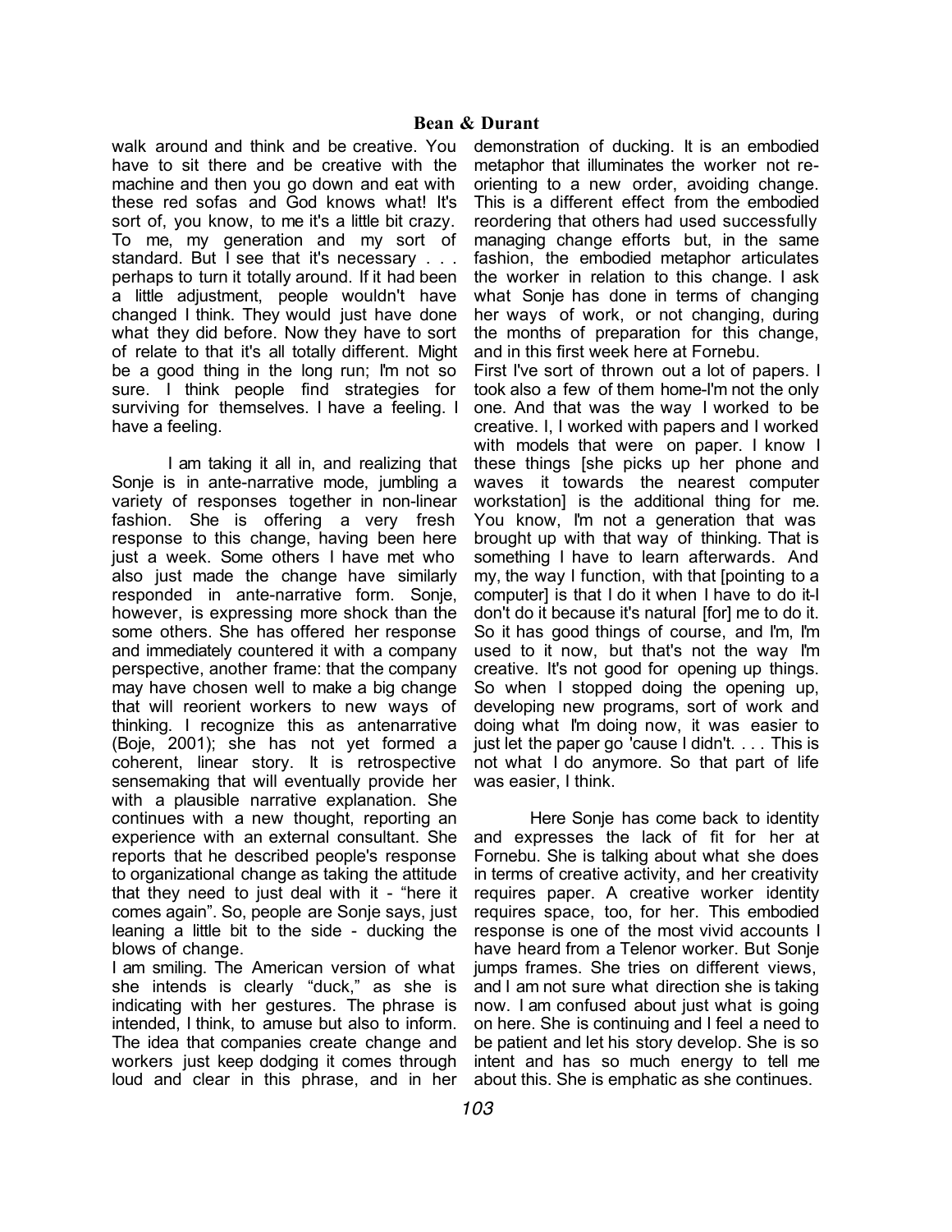walk around and think and be creative. You have to sit there and be creative with the machine and then you go down and eat with these red sofas and God knows what! It's sort of, you know, to me it's a little bit crazy. To me, my generation and my sort of standard. But I see that it's necessary . . . perhaps to turn it totally around. If it had been a little adjustment, people wouldn't have changed I think. They would just have done what they did before. Now they have to sort of relate to that it's all totally different. Might be a good thing in the long run; I'm not so sure. I think people find strategies for surviving for themselves. I have a feeling. I have a feeling.

I am taking it all in, and realizing that Sonje is in ante-narrative mode, jumbling a variety of responses together in non-linear fashion. She is offering a very fresh response to this change, having been here just a week. Some others I have met who also just made the change have similarly responded in ante-narrative form. Sonje, however, is expressing more shock than the some others. She has offered her response and immediately countered it with a company perspective, another frame: that the company may have chosen well to make a big change that will reorient workers to new ways of thinking. I recognize this as antenarrative (Boje, 2001); she has not yet formed a coherent, linear story. It is retrospective sensemaking that will eventually provide her with a plausible narrative explanation. She continues with a new thought, reporting an experience with an external consultant. She reports that he described people's response to organizational change as taking the attitude that they need to just deal with it - “here it comes again”. So, people are Sonje says, just leaning a little bit to the side - ducking the blows of change.

I am smiling. The American version of what she intends is clearly “duck,” as she is indicating with her gestures. The phrase is intended, I think, to amuse but also to inform. The idea that companies create change and workers just keep dodging it comes through loud and clear in this phrase, and in her demonstration of ducking. It is an embodied metaphor that illuminates the worker not re-orienting to a new order, avoiding change. This is a different effect from the embodied reordering that others had used successfully managing change efforts but, in the same fashion, the embodied metaphor articulates the worker in relation to this change. I ask what Sonje has done in terms of changing her ways of work, or not changing, during the months of preparation for this change, and in this first week here at Fornebu.

First I've sort of thrown out a lot of papers. I took also a few of them home-I'm not the only one. And that was the way I worked to be creative. I, I worked with papers and I worked with models that were on paper. I know I these things [she picks up her phone and waves it towards the nearest computer workstation] is the additional thing for me. You know, I'm not a generation that was brought up with that way of thinking. That is something I have to learn afterwards. And my, the way I function, with that [pointing to a computer] is that I do it when I have to do it-I don't do it because it's natural [for] me to do it. So it has good things of course, and I'm, I'm used to it now, but that's not the way I'm creative. It's not good for opening up things. So when I stopped doing the opening up, developing new programs, sort of work and doing what I'm doing now, it was easier to just let the paper go 'cause I didn't. . . . This is not what I do anymore. So that part of life was easier, I think.

Here Sonje has come back to identity and expresses the lack of fit for her at Fornebu. She is talking about what she does in terms of creative activity, and her creativity requires paper. A creative worker identity requires space, too, for her. This embodied response is one of the most vivid accounts I have heard from a Telenor worker. But Sonje jumps frames. She tries on different views, and I am not sure what direction she is taking now. I am confused about just what is going on here. She is continuing and I feel a need to be patient and let his story develop. She is so intent and has so much energy to tell me about this. She is emphatic as she continues.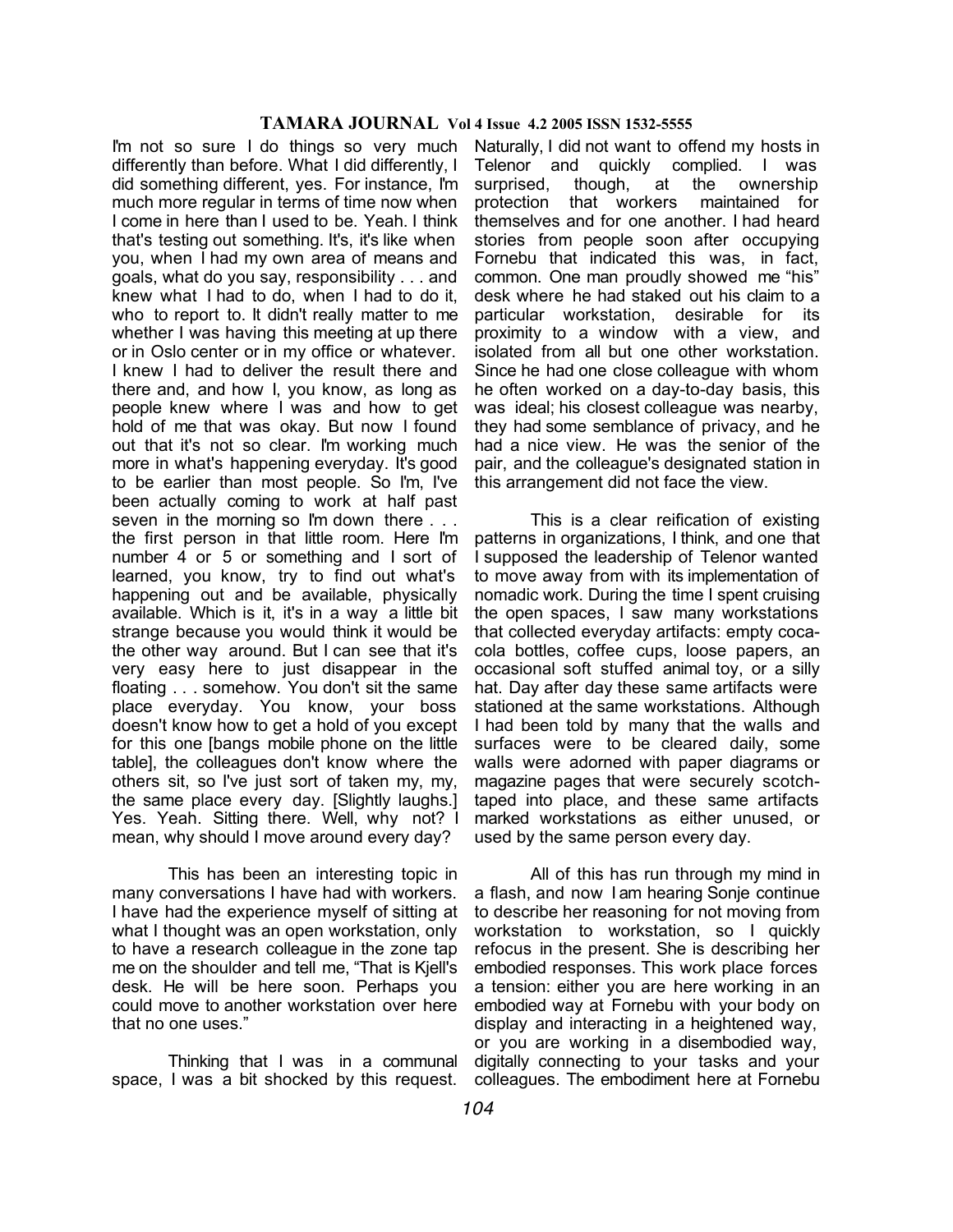I'm not so sure I do things so very much differently than before. What I did differently, I did something different, yes. For instance, I'm much more regular in terms of time now when I come in here than I used to be. Yeah. I think that's testing out something. It's, it's like when you, when I had my own area of means and goals, what do you say, responsibility . . . and knew what I had to do, when I had to do it, who to report to. It didn't really matter to me whether I was having this meeting at up there or in Oslo center or in my office or whatever. I knew I had to deliver the result there and there and, and how I, you know, as long as people knew where I was and how to get hold of me that was okay. But now I found out that it's not so clear. I'm working much more in what's happening everyday. It's good to be earlier than most people. So I'm, I've been actually coming to work at half past seven in the morning so I'm down there . . . the first person in that little room. Here I'm number 4 or 5 or something and I sort of learned, you know, try to find out what's happening out and be available, physically available. Which is it, it's in a way a little bit strange because you would think it would be the other way around. But I can see that it's very easy here to just disappear in the floating . . . somehow. You don't sit the same place everyday. You know, your boss doesn't know how to get a hold of you except for this one [bangs mobile phone on the little table], the colleagues don't know where the others sit, so I've just sort of taken my, my, the same place every day. [Slightly laughs.] Yes. Yeah. Sitting there. Well, why not? I mean, why should I move around every day?

This has been an interesting topic in many conversations I have had with workers. I have had the experience myself of sitting at what I thought was an open workstation, only to have a research colleague in the zone tap me on the shoulder and tell me, "That is Kjell's desk. He will be here soon. Perhaps you could move to another workstation over here that no one uses."

Thinking that I was in a communal space, I was a bit shocked by this request. Naturally, I did not want to offend my hosts in Telenor and quickly complied. I was surprised, though, at the ownership protection that workers maintained for themselves and for one another. I had heard stories from people soon after occupying Fornebu that indicated this was, in fact, common. One man proudly showed me "his" desk where he had staked out his claim to a particular workstation, desirable for its proximity to a window with a view, and isolated from all but one other workstation. Since he had one close colleague with whom he often worked on a day-to-day basis, this was ideal; his closest colleague was nearby, they had some semblance of privacy, and he had a nice view. He was the senior of the pair, and the colleague's designated station in this arrangement did not face the view.

This is a clear reification of existing patterns in organizations, I think, and one that I supposed the leadership of Telenor wanted to move away from with its implementation of nomadic work. During the time I spent cruising the open spaces, I saw many workstations that collected everyday artifacts: empty coca-cola bottles, coffee cups, loose papers, an occasional soft stuffed animal toy, or a silly hat. Day after day these same artifacts were stationed at the same workstations. Although I had been told by many that the walls and surfaces were to be cleared daily, some walls were adorned with paper diagrams or magazine pages that were securely scotch-taped into place, and these same artifacts marked workstations as either unused, or used by the same person every day.

All of this has run through my mind in a flash, and now I am hearing Sonje continue to describe her reasoning for not moving from workstation to workstation, so I quickly refocus in the present. She is describing her embodied responses. This work place forces a tension: either you are here working in an embodied way at Fornebu with your body on display and interacting in a heightened way, or you are working in a disembodied way, digitally connecting to your tasks and your colleagues. The embodiment here at Fornebu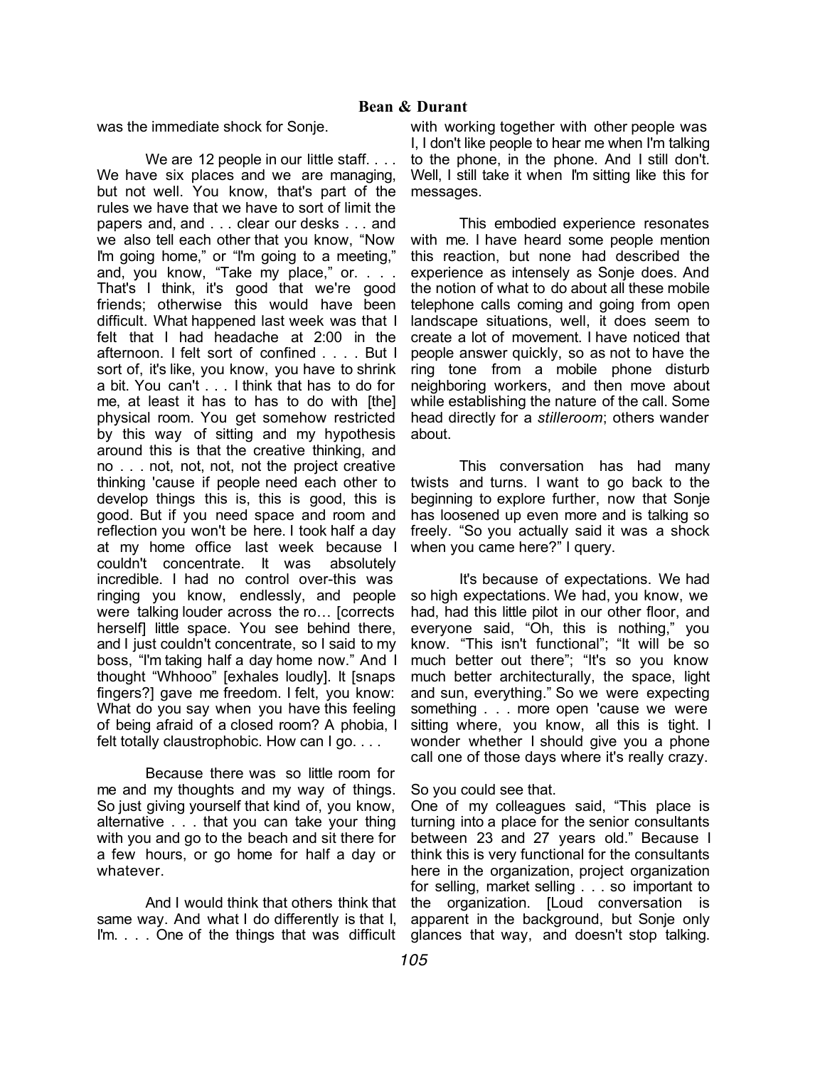was the immediate shock for Sonje.

We are 12 people in our little staff. . . . We have six places and we are managing, but not well. You know, that's part of the rules we have that we have to sort of limit the papers and, and . . . clear our desks . . . and we also tell each other that you know, "Now I'm going home," or "I'm going to a meeting," and, you know, "Take my place," or. . . . That's I think, it's good that we're good friends; otherwise this would have been difficult. What happened last week was that I felt that I had headache at 2:00 in the afternoon. I felt sort of confined . . . . But I sort of, it's like, you know, you have to shrink a bit. You can't . . . I think that has to do for me, at least it has to has to do with [the] physical room. You get somehow restricted by this way of sitting and my hypothesis around this is that the creative thinking, and no . . . not, not, not, not the project creative thinking 'cause if people need each other to develop things this is, this is good, this is good. But if you need space and room and reflection you won't be here. I took half a day at my home office last week because I couldn't concentrate. It was absolutely incredible. I had no control over-this was ringing you know, endlessly, and people were talking louder across the ro… [corrects herself] little space. You see behind there, and I just couldn't concentrate, so I said to my boss, "I'm taking half a day home now." And I thought "Whhooo" [exhales loudly]. It [snaps fingers?] gave me freedom. I felt, you know: What do you say when you have this feeling of being afraid of a closed room? A phobia, I felt totally claustrophobic. How can I go. . . .

Because there was so little room for me and my thoughts and my way of things. So just giving yourself that kind of, you know, alternative . . . that you can take your thing with you and go to the beach and sit there for a few hours, or go home for half a day or whatever.

And I would think that others think that same way. And what I do differently is that I, I'm. . . . One of the things that was difficult with working together with other people was I, I don't like people to hear me when I'm talking to the phone, in the phone. And I still don't. Well, I still take it when I'm sitting like this for messages.

This embodied experience resonates with me. I have heard some people mention this reaction, but none had described the experience as intensely as Sonje does. And the notion of what to do about all these mobile telephone calls coming and going from open landscape situations, well, it does seem to create a lot of movement. I have noticed that people answer quickly, so as not to have the ring tone from a mobile phone disturb neighboring workers, and then move about while establishing the nature of the call. Some head directly for a *stilleroom*; others wander about.

This conversation has had many twists and turns. I want to go back to the beginning to explore further, now that Sonje has loosened up even more and is talking so freely. "So you actually said it was a shock when you came here?" I query.

It's because of expectations. We had so high expectations. We had, you know, we had, had this little pilot in our other floor, and everyone said, "Oh, this is nothing," you know. "This isn't functional"; "It will be so much better out there"; "It's so you know much better architecturally, the space, light and sun, everything." So we were expecting something . . . more open 'cause we were sitting where, you know, all this is tight. I wonder whether I should give you a phone call one of those days where it's really crazy.

So you could see that.

One of my colleagues said, "This place is turning into a place for the senior consultants between 23 and 27 years old." Because I think this is very functional for the consultants here in the organization, project organization for selling, market selling . . . so important to the organization. [Loud conversation is apparent in the background, but Sonje only glances that way, and doesn't stop talking.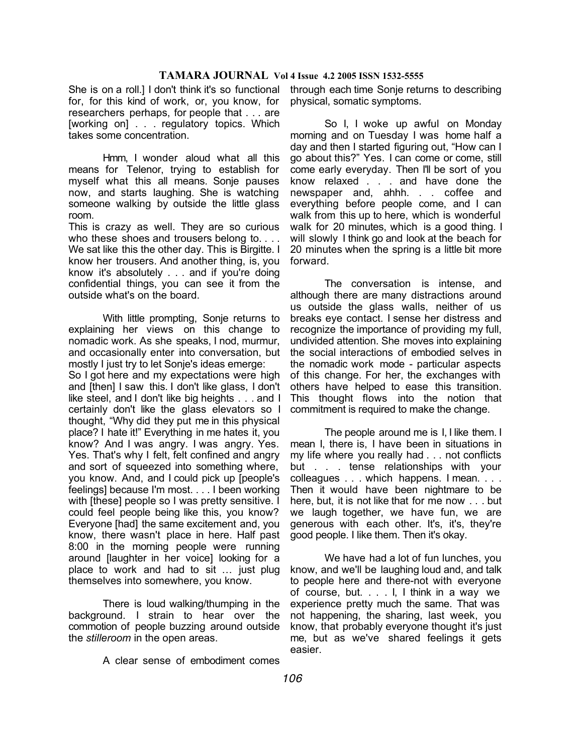She is on a roll.] I don't think it's so functional for, for this kind of work, or, you know, for researchers perhaps, for people that . . . are [working on] . . . regulatory topics. Which takes some concentration.

Hmm, I wonder aloud what all this means for Telenor, trying to establish for myself what this all means. Sonje pauses now, and starts laughing. She is watching someone walking by outside the little glass room.

This is crazy as well. They are so curious who these shoes and trousers belong to. . . . We sat like this the other day. This is Birgitte. I know her trousers. And another thing, is, you know it's absolutely . . . and if you're doing confidential things, you can see it from the outside what's on the board.

With little prompting, Sonje returns to explaining her views on this change to nomadic work. As she speaks, I nod, murmur, and occasionally enter into conversation, but mostly I just try to let Sonje's ideas emerge:

So I got here and my expectations were high and [then] I saw this. I don't like glass, I don't like steel, and I don't like big heights . . . and I certainly don't like the glass elevators so I thought, "Why did they put me in this physical place? I hate it!" Everything in me hates it, you know? And I was angry. I was angry. Yes. Yes. That's why I felt, felt confined and angry and sort of squeezed into something where, you know. And, and I could pick up [people's feelings] because I'm most. . . . I been working with [these] people so I was pretty sensitive. I could feel people being like this, you know? Everyone [had] the same excitement and, you know, there wasn't place in here. Half past 8:00 in the morning people were running around [laughter in her voice] looking for a place to work and had to sit … just plug themselves into somewhere, you know.

There is loud walking/thumping in the background. I strain to hear over the commotion of people buzzing around outside the *stilleroom* in the open areas.

A clear sense of embodiment comes through each time Sonje returns to describing physical, somatic symptoms.

So I, I woke up awful on Monday morning and on Tuesday I was home half a day and then I started figuring out, "How can I go about this?" Yes. I can come or come, still come early everyday. Then I'll be sort of you know relaxed . . . and have done the newspaper and, ahhh. . . coffee and everything before people come, and I can walk from this up to here, which is wonderful walk for 20 minutes, which is a good thing. I will slowly I think go and look at the beach for 20 minutes when the spring is a little bit more forward.

The conversation is intense, and although there are many distractions around us outside the glass walls, neither of us breaks eye contact. I sense her distress and recognize the importance of providing my full, undivided attention. She moves into explaining the social interactions of embodied selves in the nomadic work mode - particular aspects of this change. For her, the exchanges with others have helped to ease this transition. This thought flows into the notion that commitment is required to make the change.

The people around me is I, I like them. I mean I, there is, I have been in situations in my life where you really had . . . not conflicts but . . . tense relationships with your colleagues . . . which happens. I mean. . . . Then it would have been nightmare to be here, but, it is not like that for me now . . . but we laugh together, we have fun, we are generous with each other. It's, it's, they're good people. I like them. Then it's okay.

We have had a lot of fun lunches, you know, and we'll be laughing loud and, and talk to people here and there-not with everyone of course, but. . . . I, I think in a way we experience pretty much the same. That was not happening, the sharing, last week, you know, that probably everyone thought it's just me, but as we've shared feelings it gets easier.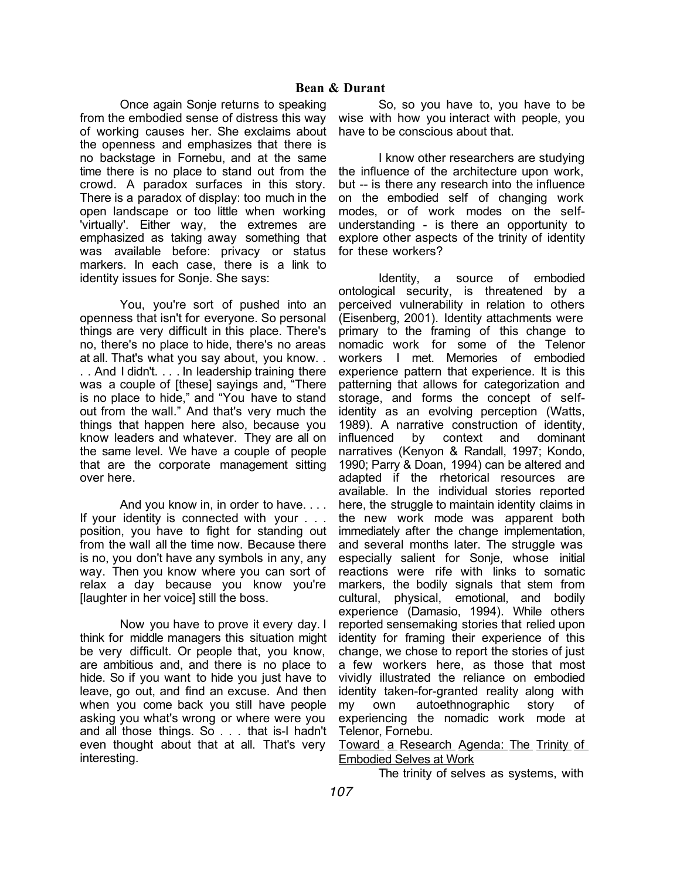Once again Sonje returns to speaking from the embodied sense of distress this way of working causes her. She exclaims about the openness and emphasizes that there is no backstage in Fornebu, and at the same time there is no place to stand out from the crowd. A paradox surfaces in this story. There is a paradox of display: too much in the open landscape or too little when working 'virtually'. Either way, the extremes are emphasized as taking away something that was available before: privacy or status markers. In each case, there is a link to identity issues for Sonje. She says:

You, you're sort of pushed into an openness that isn't for everyone. So personal things are very difficult in this place. There's no, there's no place to hide, there's no areas at all. That's what you say about, you know. . . . And I didn't. . . . In leadership training there was a couple of [these] sayings and, "There is no place to hide," and "You have to stand out from the wall." And that's very much the things that happen here also, because you know leaders and whatever. They are all on the same level. We have a couple of people that are the corporate management sitting over here.

And you know in, in order to have. . . . If your identity is connected with your . . . position, you have to fight for standing out from the wall all the time now. Because there is no, you don't have any symbols in any, any way. Then you know where you can sort of relax a day because you know you're [laughter in her voice] still the boss.

Now you have to prove it every day. I think for middle managers this situation might be very difficult. Or people that, you know, are ambitious and, and there is no place to hide. So if you want to hide you just have to leave, go out, and find an excuse. And then when you come back you still have people asking you what's wrong or where were you and all those things. So . . . that is-I hadn't even thought about that at all. That's very interesting.

So, so you have to, you have to be wise with how you interact with people, you have to be conscious about that.

I know other researchers are studying the influence of the architecture upon work, but -- is there any research into the influence on the embodied self of changing work modes, or of work modes on the self-understanding - is there an opportunity to explore other aspects of the trinity of identity for these workers?

Identity, a source of embodied ontological security, is threatened by a perceived vulnerability in relation to others (Eisenberg, 2001). Identity attachments were primary to the framing of this change to nomadic work for some of the Telenor workers I met. Memories of embodied experience pattern that experience. It is this patterning that allows for categorization and storage, and forms the concept of self-identity as an evolving perception (Watts, 1989). A narrative construction of identity, influenced by context and dominant narratives (Kenyon & Randall, 1997; Kondo, 1990; Parry & Doan, 1994) can be altered and adapted if the rhetorical resources are available. In the individual stories reported here, the struggle to maintain identity claims in the new work mode was apparent both immediately after the change implementation, and several months later. The struggle was especially salient for Sonje, whose initial reactions were rife with links to somatic markers, the bodily signals that stem from cultural, physical, emotional, and bodily experience (Damasio, 1994). While others reported sensemaking stories that relied upon identity for framing their experience of this change, we chose to report the stories of just a few workers here, as those that most vividly illustrated the reliance on embodied identity taken-for-granted reality along with my own autoethnographic story of experiencing the nomadic work mode at Telenor, Fornebu.

## Toward a Research Agenda: The Trinity of Embodied Selves at Work

The trinity of selves as systems, with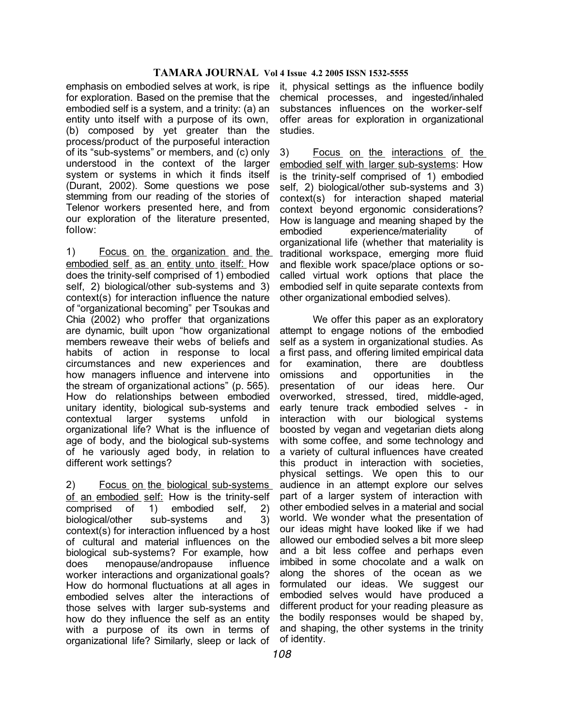emphasis on embodied selves at work, is ripe for exploration. Based on the premise that the embodied self is a system, and a trinity: (a) an entity unto itself with a purpose of its own, (b) composed by yet greater than the process/product of the purposeful interaction of its "sub-systems" or members, and (c) only understood in the context of the larger system or systems in which it finds itself (Durant, 2002). Some questions we pose stemming from our reading of the stories of Telenor workers presented here, and from our exploration of the literature presented, follow:

1) Focus on the organization and the embodied self as an entity unto itself: How does the trinity-self comprised of 1) embodied self, 2) biological/other sub-systems and 3) context(s) for interaction influence the nature of "organizational becoming" per Tsoukas and Chia (2002) who proffer that organizations are dynamic, built upon "how organizational members reweave their webs of beliefs and habits of action in response to local circumstances and new experiences and how managers influence and intervene into the stream of organizational actions" (p. 565). How do relationships between embodied unitary identity, biological sub-systems and contextual larger systems unfold in organizational life? What is the influence of age of body, and the biological sub-systems of he variously aged body, in relation to different work settings?

2) Focus on the biological sub-systems of an embodied self: How is the trinity-self comprised of 1) embodied self, 2) biological/other sub-systems and 3) context(s) for interaction influenced by a host of cultural and material influences on the biological sub-systems? For example, how does menopause/andropause influence worker interactions and organizational goals? How do hormonal fluctuations at all ages in embodied selves alter the interactions of those selves with larger sub-systems and how do they influence the self as an entity with a purpose of its own in terms of organizational life? Similarly, sleep or lack of it, physical settings as the influence bodily chemical processes, and ingested/inhaled substances influences on the worker-self offer areas for exploration in organizational studies.

3) Focus on the interactions of the embodied self with larger sub-systems: How is the trinity-self comprised of 1) embodied self, 2) biological/other sub-systems and 3) context(s) for interaction shaped material context beyond ergonomic considerations? How is language and meaning shaped by the embodied experience/materiality of organizational life (whether that materiality is traditional workspace, emerging more fluid and flexible work space/place options or so-called virtual work options that place the embodied self in quite separate contexts from other organizational embodied selves).

We offer this paper as an exploratory attempt to engage notions of the embodied self as a system in organizational studies. As a first pass, and offering limited empirical data for examination, there are doubtless omissions and opportunities in the presentation of our ideas here. Our overworked, stressed, tired, middle-aged, early tenure track embodied selves - in interaction with our biological systems boosted by vegan and vegetarian diets along with some coffee, and some technology and a variety of cultural influences have created this product in interaction with societies, physical settings. We open this to our audience in an attempt explore our selves part of a larger system of interaction with other embodied selves in a material and social world. We wonder what the presentation of our ideas might have looked like if we had allowed our embodied selves a bit more sleep and a bit less coffee and perhaps even imbibed in some chocolate and a walk on along the shores of the ocean as we formulated our ideas. We suggest our embodied selves would have produced a different product for your reading pleasure as the bodily responses would be shaped by, and shaping, the other systems in the trinity of identity.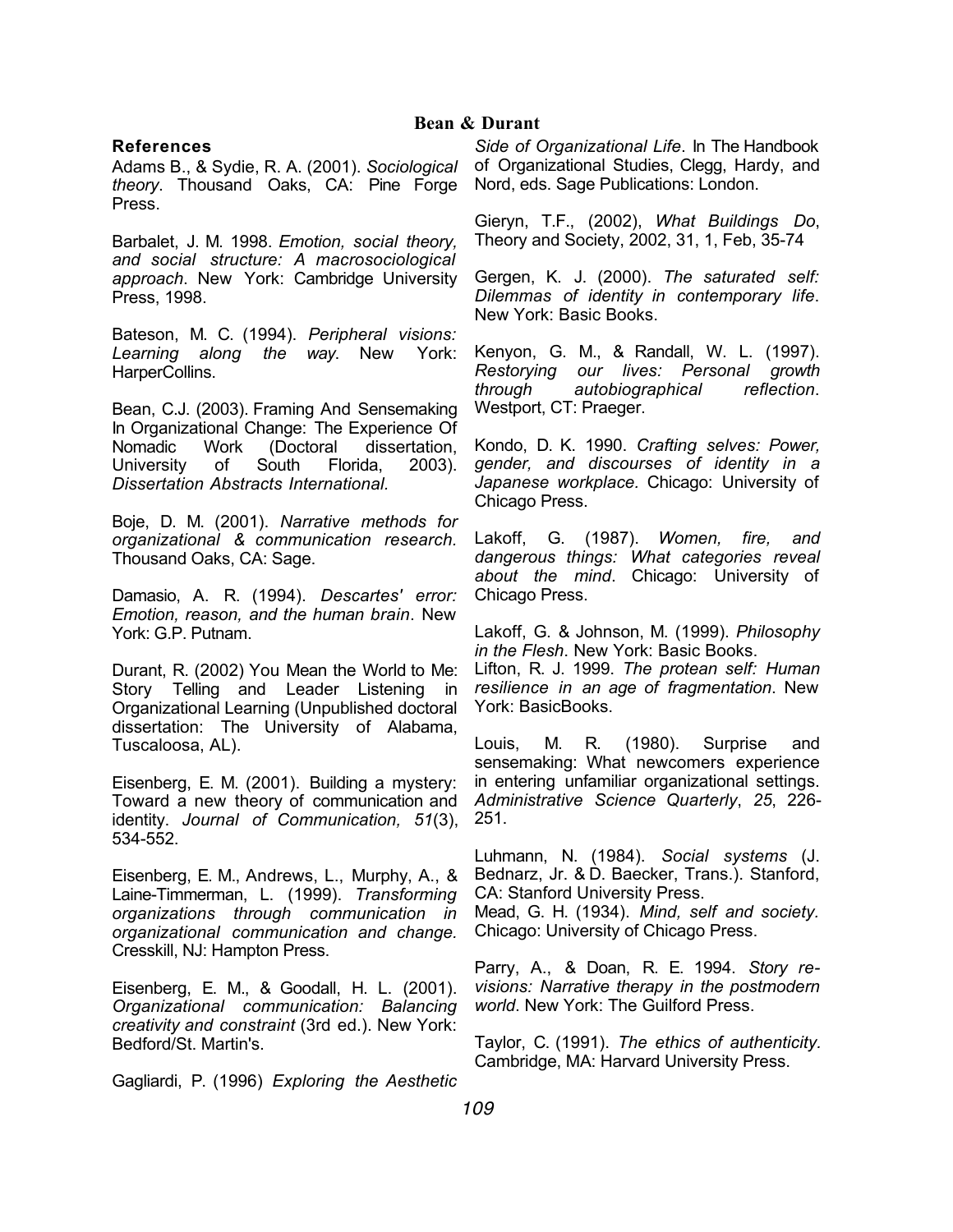## References

Adams B., & Sydie, R. A. (2001). *Sociological theory*. Thousand Oaks, CA: Pine Forge Press.

Barbalet, J. M. 1998. *Emotion, social theory, and social structure: A macrosociological approach*. New York: Cambridge University Press, 1998.

Bateson, M. C. (1994). *Peripheral visions: Learning along the way*. New York: HarperCollins.

Bean, C.J. (2003). Framing And Sensemaking In Organizational Change: The Experience Of Nomadic Work (Doctoral dissertation, University of South Florida, 2003). *Dissertation Abstracts International*.

Boje, D. M. (2001). *Narrative methods for organizational & communication research*. Thousand Oaks, CA: Sage.

Damasio, A. R. (1994). *Descartes' error: Emotion, reason, and the human brain*. New York: G.P. Putnam.

Durant, R. (2002) You Mean the World to Me: Story Telling and Leader Listening in Organizational Learning (Unpublished doctoral dissertation: The University of Alabama, Tuscaloosa, AL).

Eisenberg, E. M. (2001). Building a mystery: Toward a new theory of communication and identity. *Journal of Communication, 51*(3), 534-552.

Eisenberg, E. M., Andrews, L., Murphy, A., & Laine-Timmerman, L. (1999). *Transforming organizations through communication in organizational communication and change.* Cresskill, NJ: Hampton Press.

Eisenberg, E. M., & Goodall, H. L. (2001). *Organizational communication: Balancing creativity and constraint* (3rd ed.). New York: Bedford/St. Martin's.

Gagliardi, P. (1996) *Exploring the Aesthetic Side of Organizational Life*. In The Handbook of Organizational Studies, Clegg, Hardy, and Nord, eds. Sage Publications: London.

Gieryn, T.F., (2002), *What Buildings Do*, Theory and Society, 2002, 31, 1, Feb, 35-74

Gergen, K. J. (2000). *The saturated self: Dilemmas of identity in contemporary life*. New York: Basic Books.

Kenyon, G. M., & Randall, W. L. (1997). *Restorying our lives: Personal growth through autobiographical reflection*. Westport, CT: Praeger.

Kondo, D. K. 1990. *Crafting selves: Power, gender, and discourses of identity in a Japanese workplace.* Chicago: University of Chicago Press.

Lakoff, G. (1987). *Women, fire, and dangerous things: What categories reveal about the mind*. Chicago: University of Chicago Press.

Lakoff, G. & Johnson, M. (1999). *Philosophy in the Flesh*. New York: Basic Books.

Lifton, R. J. 1999. *The protean self: Human resilience in an age of fragmentation*. New York: BasicBooks.

Louis, M. R. (1980). Surprise and sensemaking: What newcomers experience in entering unfamiliar organizational settings. *Administrative Science Quarterly*, *25*, 226-251.

Luhmann, N. (1984). *Social systems* (J. Bednarz, Jr. & D. Baecker, Trans.). Stanford, CA: Stanford University Press.

Mead, G. H. (1934). *Mind, self and society.* Chicago: University of Chicago Press.

Parry, A., & Doan, R. E. 1994. *Story re-visions: Narrative therapy in the postmodern world*. New York: The Guilford Press.

Taylor, C. (1991). *The ethics of authenticity.* Cambridge, MA: Harvard University Press.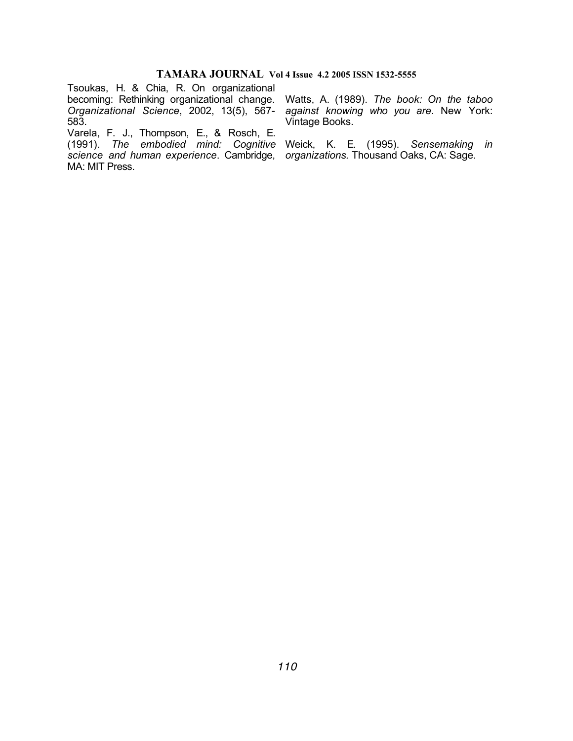Tsoukas, H. & Chia, R. On organizational becoming: Rethinking organizational change. *Organizational Science*, 2002, 13(5), 567-583.

Varela, F. J., Thompson, E., & Rosch, E. (1991). *The embodied mind: Cognitive science and human experience*. Cambridge, MA: MIT Press.

Watts, A. (1989). *The book: On the taboo against knowing who you are*. New York: Vintage Books.

Weick, K. E. (1995). *Sensemaking in organizations.* Thousand Oaks, CA: Sage.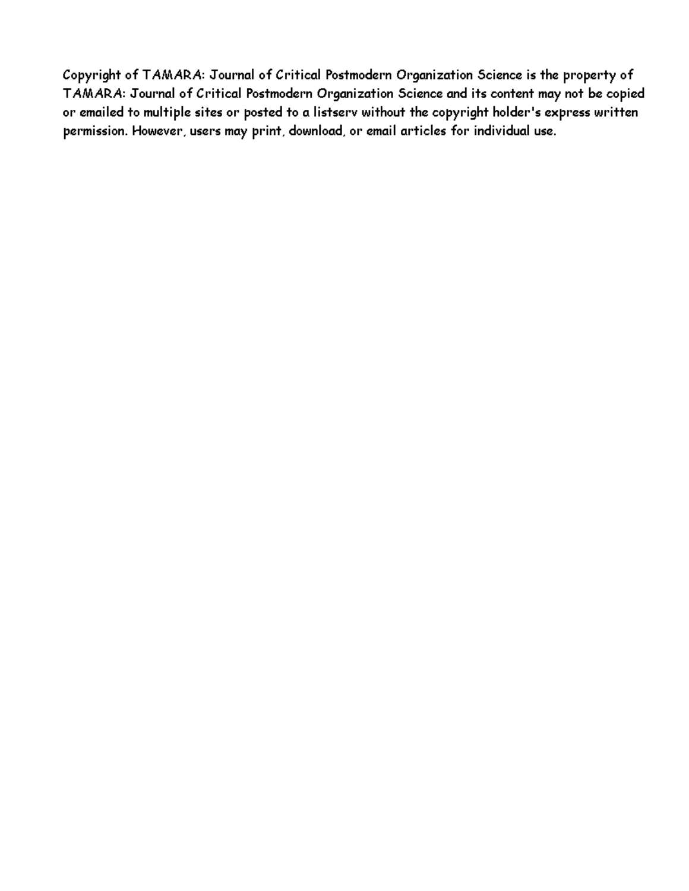Copyright of TAMARA: Journal of Critical Postmodern Organization Science is the property of TAMARA: Journal of Critical Postmodern Organization Science and its content may not be copied or emailed to multiple sites or posted to a listserv without the copyright holder's express written permission. However, users may print, download, or email articles for individual use.